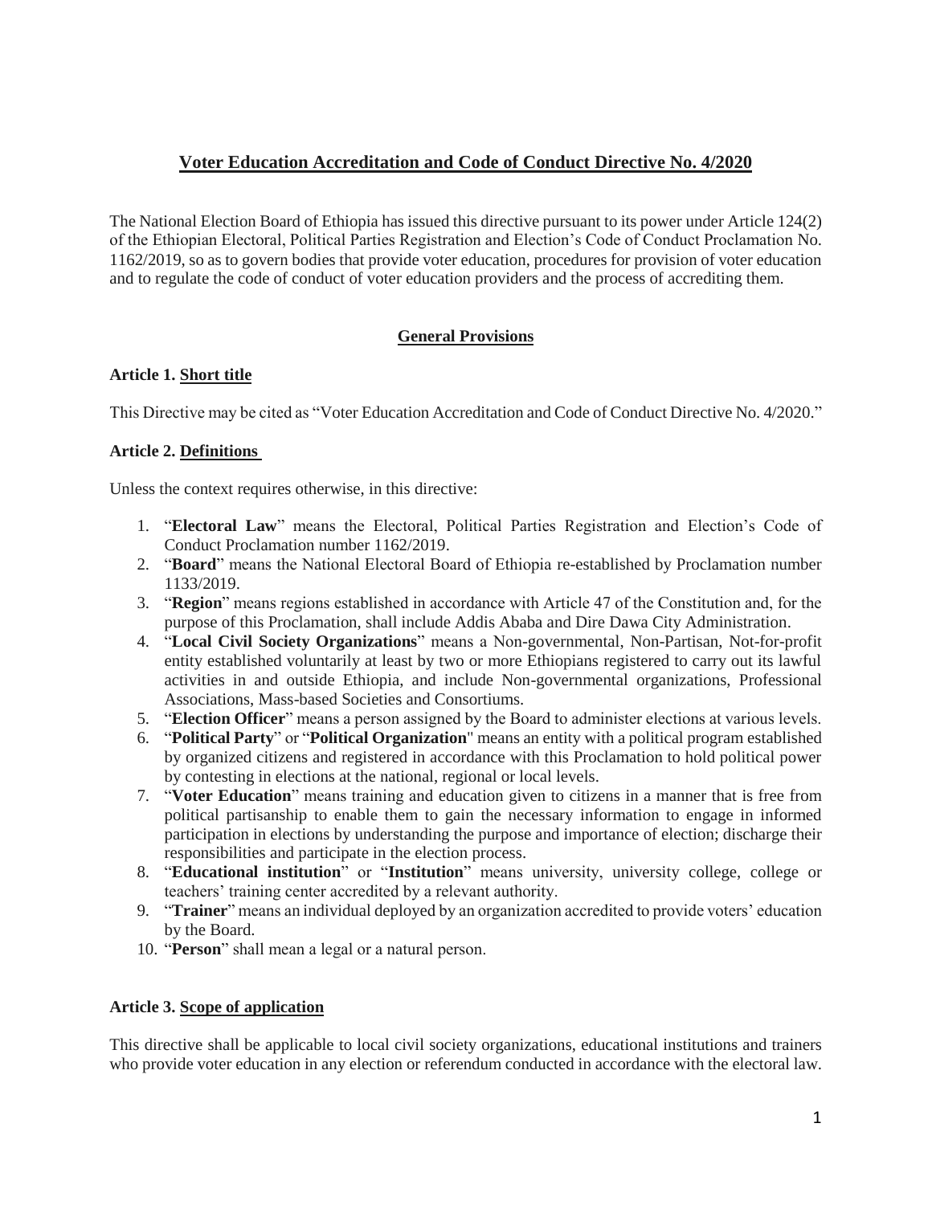# Voter Education Accreditation and Code of Conduct Directive No. 4/2020

The National Election Board of Ethiopia has issued this directive pursuant to its power under Article 124(2) of the Ethiopian Electoral, Political Parties Registration and Election's Code of Conduct Proclamation No. 1162/2019, so as to govern bodies that provide voter education, procedures for provision of voter education and to regulate the code of conduct of voter education providers and the process of accrediting them.

## General Provisions

### Article 1. Short title

This Directive may be cited as "Voter Education Accreditation and Code of Conduct Directive No. 4/2020."

### Article 2. Definitions

Unless the context requires otherwise, in this directive:

1. "**Electoral Law**" means the Electoral, Political Parties Registration and Election's Code of Conduct Proclamation number 1162/2019.
2. "**Board**" means the National Electoral Board of Ethiopia re-established by Proclamation number 1133/2019.
3. "**Region**" means regions established in accordance with Article 47 of the Constitution and, for the purpose of this Proclamation, shall include Addis Ababa and Dire Dawa City Administration.
4. "**Local Civil Society Organizations**" means a Non-governmental, Non-Partisan, Not-for-profit entity established voluntarily at least by two or more Ethiopians registered to carry out its lawful activities in and outside Ethiopia, and include Non-governmental organizations, Professional Associations, Mass-based Societies and Consortiums.
5. "**Election Officer**" means a person assigned by the Board to administer elections at various levels.
6. "**Political Party**" or "**Political Organization**" means an entity with a political program established by organized citizens and registered in accordance with this Proclamation to hold political power by contesting in elections at the national, regional or local levels.
7. "**Voter Education**" means training and education given to citizens in a manner that is free from political partisanship to enable them to gain the necessary information to engage in informed participation in elections by understanding the purpose and importance of election; discharge their responsibilities and participate in the election process.
8. "**Educational institution**" or "**Institution**" means university, university college, college or teachers' training center accredited by a relevant authority.
9. "**Trainer**" means an individual deployed by an organization accredited to provide voters' education by the Board.
10. "**Person**" shall mean a legal or a natural person.

### Article 3. Scope of application

This directive shall be applicable to local civil society organizations, educational institutions and trainers who provide voter education in any election or referendum conducted in accordance with the electoral law.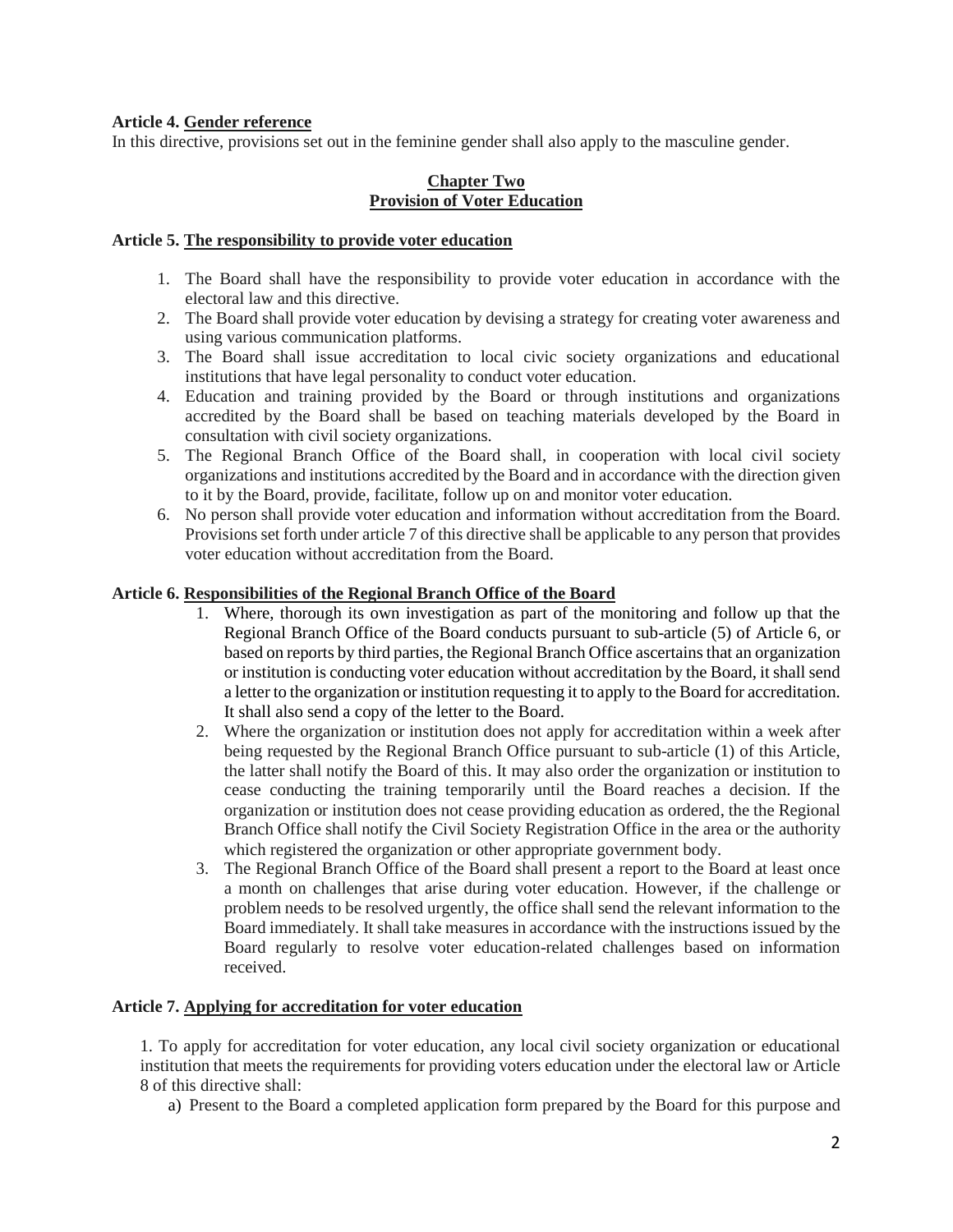**Article 4. Gender reference**

In this directive, provisions set out in the feminine gender shall also apply to the masculine gender.

## Chapter Two
## Provision of Voter Education

**Article 5. The responsibility to provide voter education**

1. The Board shall have the responsibility to provide voter education in accordance with the electoral law and this directive.
2. The Board shall provide voter education by devising a strategy for creating voter awareness and using various communication platforms.
3. The Board shall issue accreditation to local civic society organizations and educational institutions that have legal personality to conduct voter education.
4. Education and training provided by the Board or through institutions and organizations accredited by the Board shall be based on teaching materials developed by the Board in consultation with civil society organizations.
5. The Regional Branch Office of the Board shall, in cooperation with local civil society organizations and institutions accredited by the Board and in accordance with the direction given to it by the Board, provide, facilitate, follow up on and monitor voter education.
6. No person shall provide voter education and information without accreditation from the Board. Provisions set forth under article 7 of this directive shall be applicable to any person that provides voter education without accreditation from the Board.

**Article 6. Responsibilities of the Regional Branch Office of the Board**

1. Where, thorough its own investigation as part of the monitoring and follow up that the Regional Branch Office of the Board conducts pursuant to sub-article (5) of Article 6, or based on reports by third parties, the Regional Branch Office ascertains that an organization or institution is conducting voter education without accreditation by the Board, it shall send a letter to the organization or institution requesting it to apply to the Board for accreditation. It shall also send a copy of the letter to the Board.
2. Where the organization or institution does not apply for accreditation within a week after being requested by the Regional Branch Office pursuant to sub-article (1) of this Article, the latter shall notify the Board of this. It may also order the organization or institution to cease conducting the training temporarily until the Board reaches a decision. If the organization or institution does not cease providing education as ordered, the the Regional Branch Office shall notify the Civil Society Registration Office in the area or the authority which registered the organization or other appropriate government body.
3. The Regional Branch Office of the Board shall present a report to the Board at least once a month on challenges that arise during voter education. However, if the challenge or problem needs to be resolved urgently, the office shall send the relevant information to the Board immediately. It shall take measures in accordance with the instructions issued by the Board regularly to resolve voter education-related challenges based on information received.

**Article 7. Applying for accreditation for voter education**

1. To apply for accreditation for voter education, any local civil society organization or educational institution that meets the requirements for providing voters education under the electoral law or Article 8 of this directive shall:

a) Present to the Board a completed application form prepared by the Board for this purpose and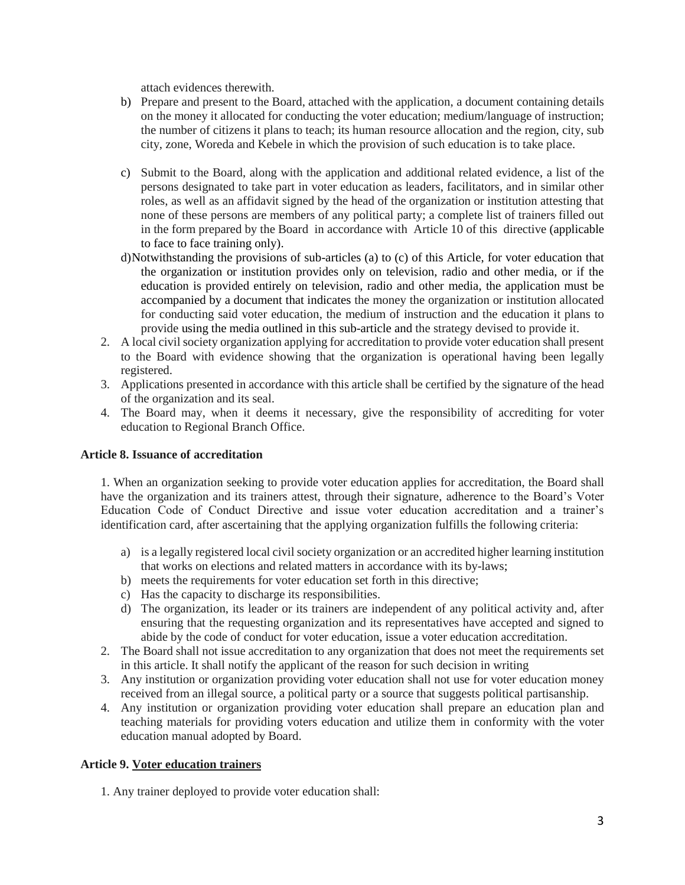attach evidences therewith.

b) Prepare and present to the Board, attached with the application, a document containing details on the money it allocated for conducting the voter education; medium/language of instruction; the number of citizens it plans to teach; its human resource allocation and the region, city, sub city, zone, Woreda and Kebele in which the provision of such education is to take place.

c) Submit to the Board, along with the application and additional related evidence, a list of the persons designated to take part in voter education as leaders, facilitators, and in similar other roles, as well as an affidavit signed by the head of the organization or institution attesting that none of these persons are members of any political party; a complete list of trainers filled out in the form prepared by the Board in accordance with Article 10 of this directive (applicable to face to face training only).

d) Notwithstanding the provisions of sub-articles (a) to (c) of this Article, for voter education that the organization or institution provides only on television, radio and other media, or if the education is provided entirely on television, radio and other media, the application must be accompanied by a document that indicates the money the organization or institution allocated for conducting said voter education, the medium of instruction and the education it plans to provide using the media outlined in this sub-article and the strategy devised to provide it.

2. A local civil society organization applying for accreditation to provide voter education shall present to the Board with evidence showing that the organization is operational having been legally registered.
3. Applications presented in accordance with this article shall be certified by the signature of the head of the organization and its seal.
4. The Board may, when it deems it necessary, give the responsibility of accrediting for voter education to Regional Branch Office.

**Article 8. Issuance of accreditation**

1. When an organization seeking to provide voter education applies for accreditation, the Board shall have the organization and its trainers attest, through their signature, adherence to the Board's Voter Education Code of Conduct Directive and issue voter education accreditation and a trainer's identification card, after ascertaining that the applying organization fulfills the following criteria:

a) is a legally registered local civil society organization or an accredited higher learning institution that works on elections and related matters in accordance with its by-laws;

b) meets the requirements for voter education set forth in this directive;

c) Has the capacity to discharge its responsibilities.

d) The organization, its leader or its trainers are independent of any political activity and, after ensuring that the requesting organization and its representatives have accepted and signed to abide by the code of conduct for voter education, issue a voter education accreditation.

2. The Board shall not issue accreditation to any organization that does not meet the requirements set in this article. It shall notify the applicant of the reason for such decision in writing
3. Any institution or organization providing voter education shall not use for voter education money received from an illegal source, a political party or a source that suggests political partisanship.
4. Any institution or organization providing voter education shall prepare an education plan and teaching materials for providing voters education and utilize them in conformity with the voter education manual adopted by Board.

**Article 9. Voter education trainers**

1. Any trainer deployed to provide voter education shall: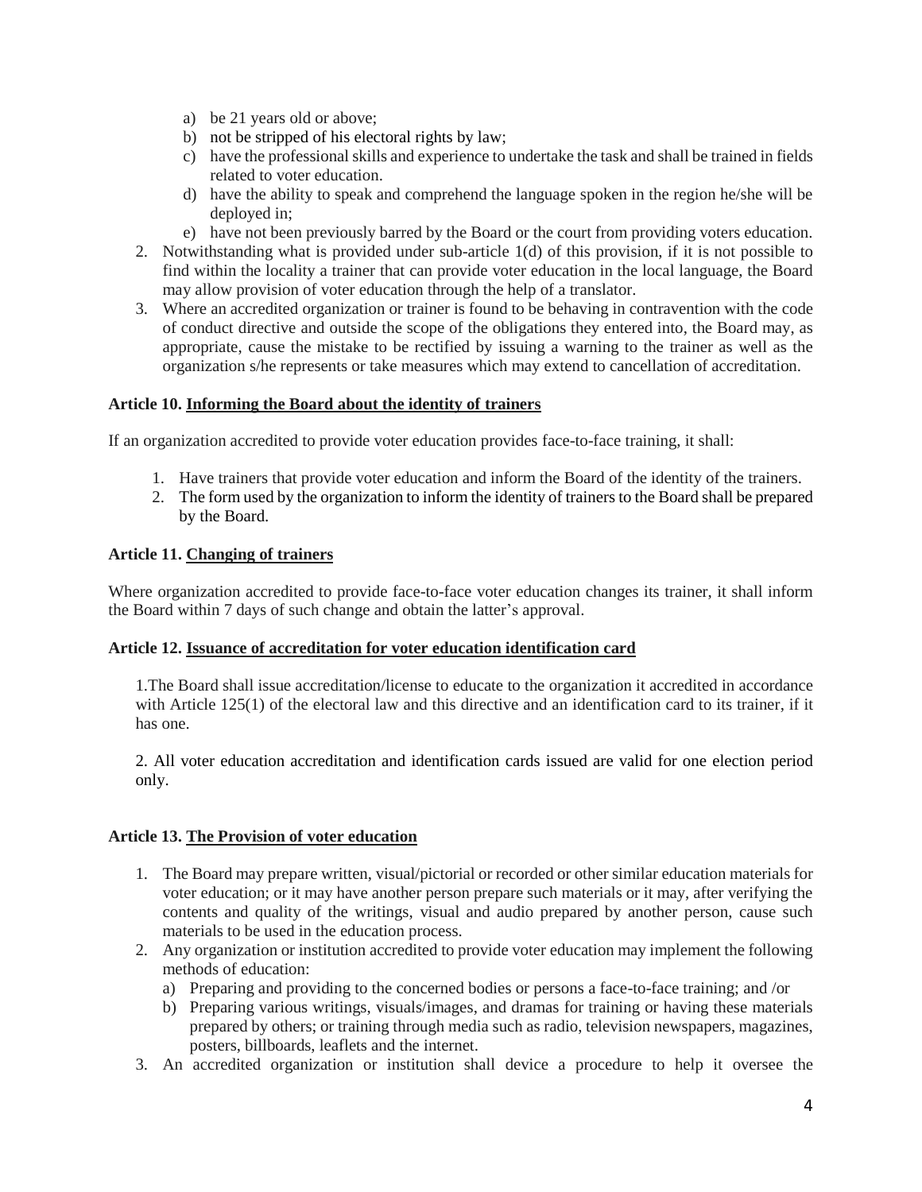a) be 21 years old or above;
b) not be stripped of his electoral rights by law;
c) have the professional skills and experience to undertake the task and shall be trained in fields related to voter education.
d) have the ability to speak and comprehend the language spoken in the region he/she will be deployed in;
e) have not been previously barred by the Board or the court from providing voters education.

2. Notwithstanding what is provided under sub-article 1(d) of this provision, if it is not possible to find within the locality a trainer that can provide voter education in the local language, the Board may allow provision of voter education through the help of a translator.
3. Where an accredited organization or trainer is found to be behaving in contravention with the code of conduct directive and outside the scope of the obligations they entered into, the Board may, as appropriate, cause the mistake to be rectified by issuing a warning to the trainer as well as the organization s/he represents or take measures which may extend to cancellation of accreditation.

**Article 10. Informing the Board about the identity of trainers**

If an organization accredited to provide voter education provides face-to-face training, it shall:

1. Have trainers that provide voter education and inform the Board of the identity of the trainers.
2. The form used by the organization to inform the identity of trainers to the Board shall be prepared by the Board.

**Article 11. Changing of trainers**

Where organization accredited to provide face-to-face voter education changes its trainer, it shall inform the Board within 7 days of such change and obtain the latter's approval.

**Article 12. Issuance of accreditation for voter education identification card**

1.The Board shall issue accreditation/license to educate to the organization it accredited in accordance with Article 125(1) of the electoral law and this directive and an identification card to its trainer, if it has one.

2. All voter education accreditation and identification cards issued are valid for one election period only.

**Article 13. The Provision of voter education**

1. The Board may prepare written, visual/pictorial or recorded or other similar education materials for voter education; or it may have another person prepare such materials or it may, after verifying the contents and quality of the writings, visual and audio prepared by another person, cause such materials to be used in the education process.
2. Any organization or institution accredited to provide voter education may implement the following methods of education:
   a) Preparing and providing to the concerned bodies or persons a face-to-face training; and /or
   b) Preparing various writings, visuals/images, and dramas for training or having these materials prepared by others; or training through media such as radio, television newspapers, magazines, posters, billboards, leaflets and the internet.
3. An accredited organization or institution shall device a procedure to help it oversee the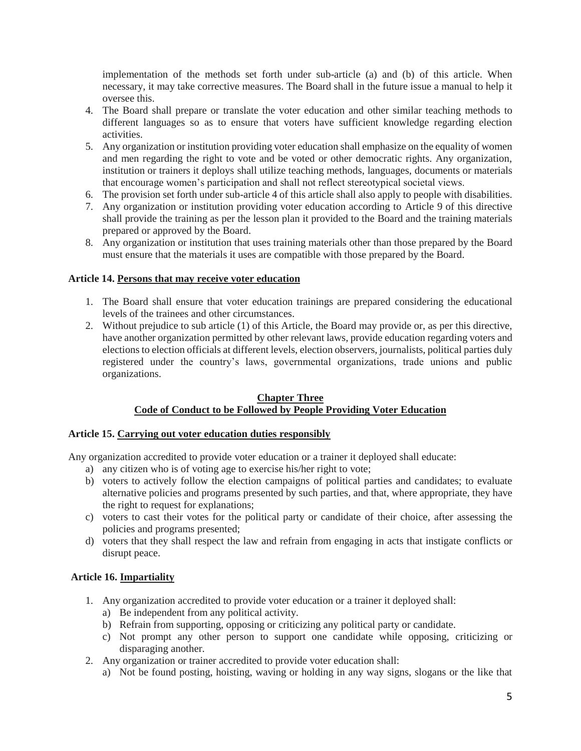implementation of the methods set forth under sub-article (a) and (b) of this article. When necessary, it may take corrective measures. The Board shall in the future issue a manual to help it oversee this.

4. The Board shall prepare or translate the voter education and other similar teaching methods to different languages so as to ensure that voters have sufficient knowledge regarding election activities.
5. Any organization or institution providing voter education shall emphasize on the equality of women and men regarding the right to vote and be voted or other democratic rights. Any organization, institution or trainers it deploys shall utilize teaching methods, languages, documents or materials that encourage women's participation and shall not reflect stereotypical societal views.
6. The provision set forth under sub-article 4 of this article shall also apply to people with disabilities.
7. Any organization or institution providing voter education according to Article 9 of this directive shall provide the training as per the lesson plan it provided to the Board and the training materials prepared or approved by the Board.
8. Any organization or institution that uses training materials other than those prepared by the Board must ensure that the materials it uses are compatible with those prepared by the Board.

### Article 14. <u>Persons that may receive voter education</u>

1. The Board shall ensure that voter education trainings are prepared considering the educational levels of the trainees and other circumstances.
2. Without prejudice to sub article (1) of this Article, the Board may provide or, as per this directive, have another organization permitted by other relevant laws, provide education regarding voters and elections to election officials at different levels, election observers, journalists, political parties duly registered under the country's laws, governmental organizations, trade unions and public organizations.

## Chapter Three
## Code of Conduct to be Followed by People Providing Voter Education

### Article 15. <u>Carrying out voter education duties responsibly</u>

Any organization accredited to provide voter education or a trainer it deployed shall educate:

a) any citizen who is of voting age to exercise his/her right to vote;
b) voters to actively follow the election campaigns of political parties and candidates; to evaluate alternative policies and programs presented by such parties, and that, where appropriate, they have the right to request for explanations;
c) voters to cast their votes for the political party or candidate of their choice, after assessing the policies and programs presented;
d) voters that they shall respect the law and refrain from engaging in acts that instigate conflicts or disrupt peace.

### Article 16. <u>Impartiality</u>

1. Any organization accredited to provide voter education or a trainer it deployed shall:
   a) Be independent from any political activity.
   b) Refrain from supporting, opposing or criticizing any political party or candidate.
   c) Not prompt any other person to support one candidate while opposing, criticizing or disparaging another.
2. Any organization or trainer accredited to provide voter education shall:
   a) Not be found posting, hoisting, waving or holding in any way signs, slogans or the like that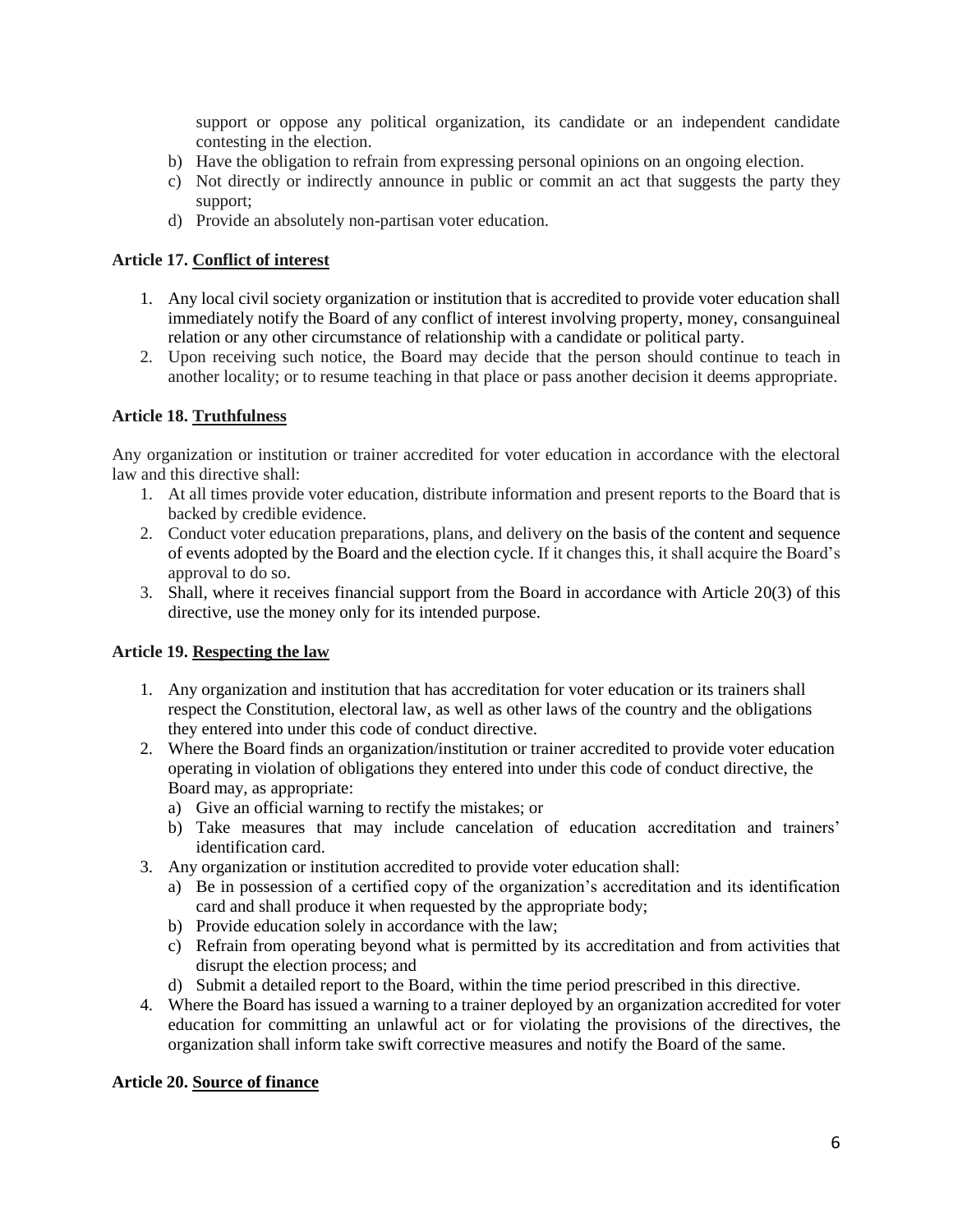support or oppose any political organization, its candidate or an independent candidate contesting in the election.

b) Have the obligation to refrain from expressing personal opinions on an ongoing election.
c) Not directly or indirectly announce in public or commit an act that suggests the party they support;
d) Provide an absolutely non-partisan voter education.

### Article 17. Conflict of interest

1. Any local civil society organization or institution that is accredited to provide voter education shall immediately notify the Board of any conflict of interest involving property, money, consanguineal relation or any other circumstance of relationship with a candidate or political party.
2. Upon receiving such notice, the Board may decide that the person should continue to teach in another locality; or to resume teaching in that place or pass another decision it deems appropriate.

### Article 18. Truthfulness

Any organization or institution or trainer accredited for voter education in accordance with the electoral law and this directive shall:

1. At all times provide voter education, distribute information and present reports to the Board that is backed by credible evidence.
2. Conduct voter education preparations, plans, and delivery on the basis of the content and sequence of events adopted by the Board and the election cycle. If it changes this, it shall acquire the Board's approval to do so.
3. Shall, where it receives financial support from the Board in accordance with Article 20(3) of this directive, use the money only for its intended purpose.

### Article 19. Respecting the law

1. Any organization and institution that has accreditation for voter education or its trainers shall respect the Constitution, electoral law, as well as other laws of the country and the obligations they entered into under this code of conduct directive.
2. Where the Board finds an organization/institution or trainer accredited to provide voter education operating in violation of obligations they entered into under this code of conduct directive, the Board may, as appropriate:
   a) Give an official warning to rectify the mistakes; or
   b) Take measures that may include cancelation of education accreditation and trainers' identification card.
3. Any organization or institution accredited to provide voter education shall:
   a) Be in possession of a certified copy of the organization's accreditation and its identification card and shall produce it when requested by the appropriate body;
   b) Provide education solely in accordance with the law;
   c) Refrain from operating beyond what is permitted by its accreditation and from activities that disrupt the election process; and
   d) Submit a detailed report to the Board, within the time period prescribed in this directive.
4. Where the Board has issued a warning to a trainer deployed by an organization accredited for voter education for committing an unlawful act or for violating the provisions of the directives, the organization shall inform take swift corrective measures and notify the Board of the same.

### Article 20. Source of finance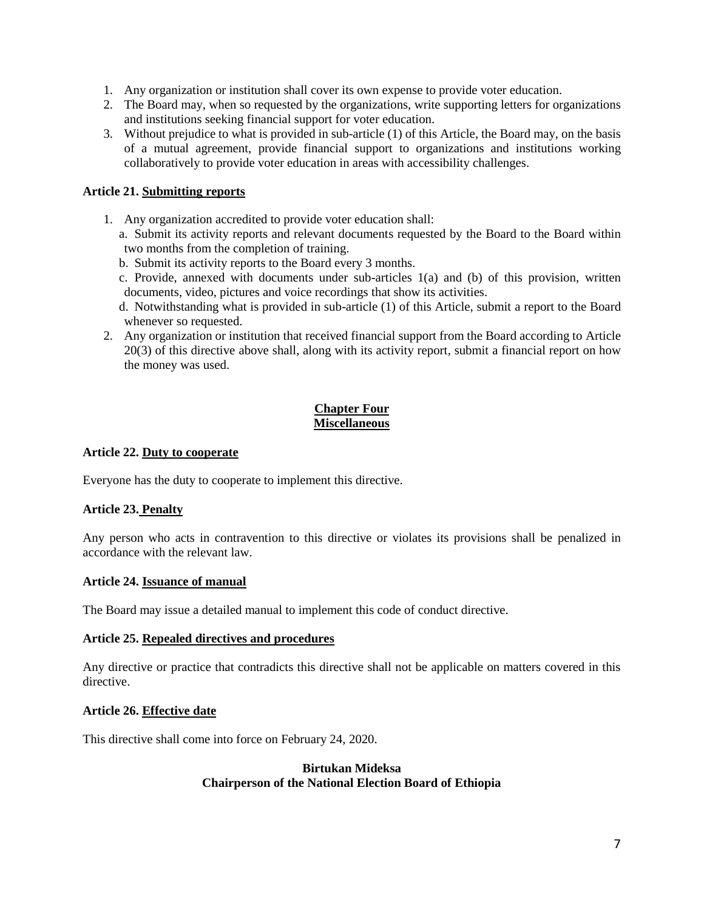1. Any organization or institution shall cover its own expense to provide voter education.
2. The Board may, when so requested by the organizations, write supporting letters for organizations and institutions seeking financial support for voter education.
3. Without prejudice to what is provided in sub-article (1) of this Article, the Board may, on the basis of a mutual agreement, provide financial support to organizations and institutions working collaboratively to provide voter education in areas with accessibility challenges.

**Article 21. Submitting reports**

1. Any organization accredited to provide voter education shall:
   a. Submit its activity reports and relevant documents requested by the Board to the Board within two months from the completion of training.
   b. Submit its activity reports to the Board every 3 months.
   c. Provide, annexed with documents under sub-articles 1(a) and (b) of this provision, written documents, video, pictures and voice recordings that show its activities.
   d. Notwithstanding what is provided in sub-article (1) of this Article, submit a report to the Board whenever so requested.
2. Any organization or institution that received financial support from the Board according to Article 20(3) of this directive above shall, along with its activity report, submit a financial report on how the money was used.

## Chapter Four
## Miscellaneous

**Article 22. Duty to cooperate**

Everyone has the duty to cooperate to implement this directive.

**Article 23. Penalty**

Any person who acts in contravention to this directive or violates its provisions shall be penalized in accordance with the relevant law.

**Article 24. Issuance of manual**

The Board may issue a detailed manual to implement this code of conduct directive.

**Article 25. Repealed directives and procedures**

Any directive or practice that contradicts this directive shall not be applicable on matters covered in this directive.

**Article 26. Effective date**

This directive shall come into force on February 24, 2020.

**Birtukan Mideksa**
**Chairperson of the National Election Board of Ethiopia**